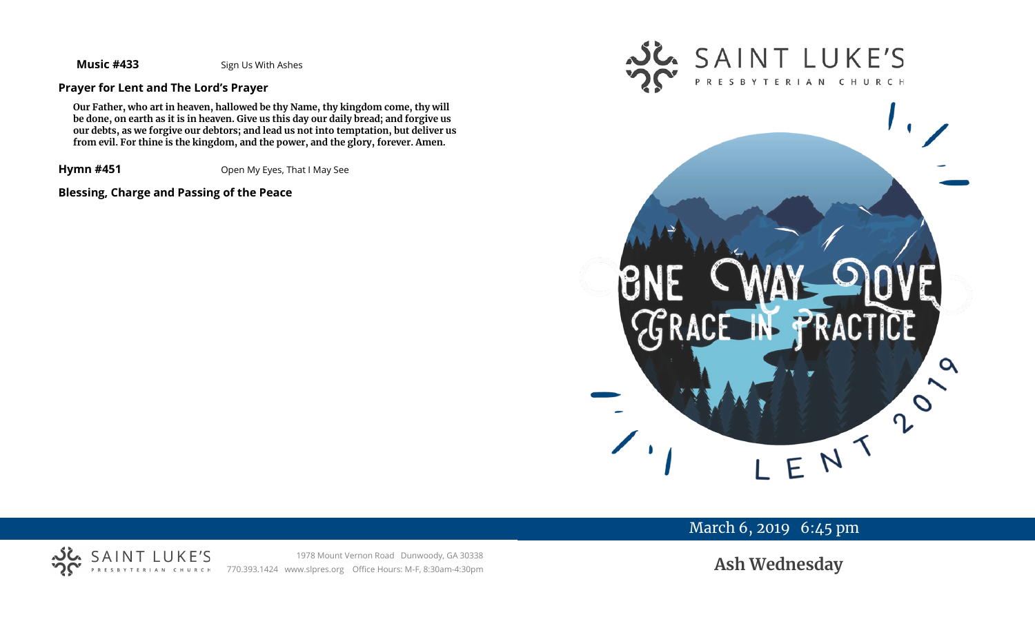**Music #433** Sign Us With Ashes

**Prayer for Lent and The Lord's Prayer**

**Our Father, who art in heaven, hallowed be thy Name, thy kingdom come, thy will be done, on earth as it is in heaven. Give us this day our daily bread; and forgive us our debts, as we forgive our debtors; and lead us not into temptation, but deliver us from evil. For thine is the kingdom, and the power, and the glory, forever. Amen.**

**Hymn #451** Open My Eyes, That I May See

**Blessing, Charge and Passing of the Peace**

SAINT LUKE'S PRESBYTERIAN CHURCH

1978 Mount Vernon Road Dunwoody, GA 30338
770.393.1424 www.slpres.org Office Hours: M-F, 8:30am-4:30pm

SAINT LUKE'S
PRESBYTERIAN CHURCH

ONE WAY LOVE
GRACE IN PRACTICE
LENT 2019

March 6, 2019 6:45 pm

# Ash Wednesday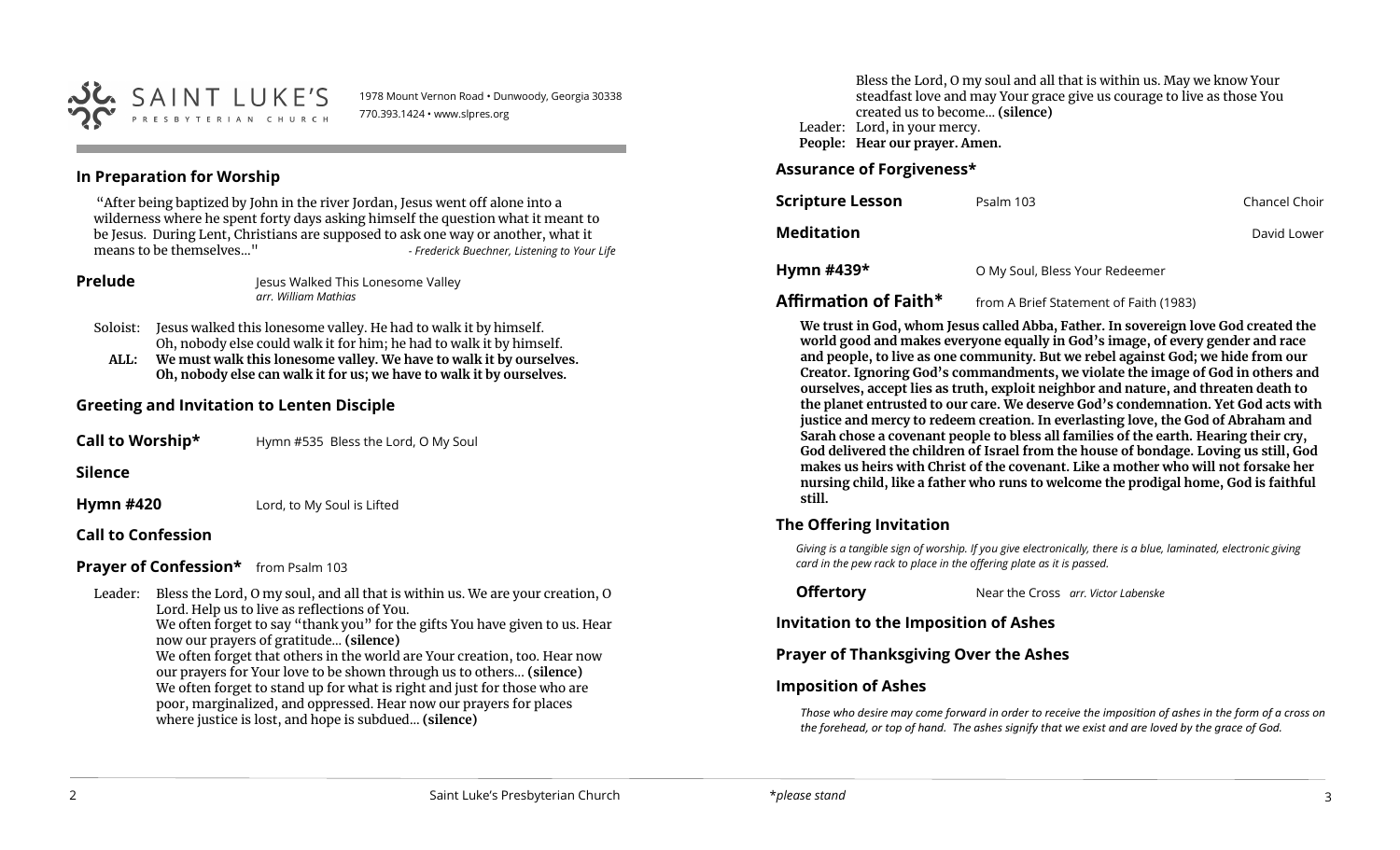SAINT LUKE'S PRESBYTERIAN CHURCH

1978 Mount Vernon Road • Dunwoody, Georgia 30338
770.393.1424 • www.slpres.org

## In Preparation for Worship

"After being baptized by John in the river Jordan, Jesus went off alone into a wilderness where he spent forty days asking himself the question what it meant to be Jesus. During Lent, Christians are supposed to ask one way or another, what it means to be themselves..." *- Frederick Buechner, Listening to Your Life*

**Prelude** Jesus Walked This Lonesome Valley *arr. William Mathias*

Soloist: Jesus walked this lonesome valley. He had to walk it by himself. Oh, nobody else could walk it for him; he had to walk it by himself.
**ALL: We must walk this lonesome valley. We have to walk it by ourselves. Oh, nobody else can walk it for us; we have to walk it by ourselves.**

## Greeting and Invitation to Lenten Disciple

**Call to Worship*** Hymn #535 Bless the Lord, O My Soul

**Silence**

**Hymn #420** Lord, to My Soul is Lifted

## Call to Confession

**Prayer of Confession*** from Psalm 103

Leader: Bless the Lord, O my soul, and all that is within us. We are your creation, O Lord. Help us to live as reflections of You.
We often forget to say "thank you" for the gifts You have given to us. Hear now our prayers of gratitude... **(silence)**
We often forget that others in the world are Your creation, too. Hear now our prayers for Your love to be shown through us to others... **(silence)**
We often forget to stand up for what is right and just for those who are poor, marginalized, and oppressed. Hear now our prayers for places where justice is lost, and hope is subdued... **(silence)**
Bless the Lord, O my soul and all that is within us. May we know Your steadfast love and may Your grace give us courage to live as those You created us to become... **(silence)**

Leader: Lord, in your mercy.
**People: Hear our prayer. Amen.**

## Assurance of Forgiveness*

**Scripture Lesson** Psalm 103 Chancel Choir

**Meditation** David Lower

**Hymn #439*** O My Soul, Bless Your Redeemer

**Affirmation of Faith*** from A Brief Statement of Faith (1983)

**We trust in God, whom Jesus called Abba, Father. In sovereign love God created the world good and makes everyone equally in God's image, of every gender and race and people, to live as one community. But we rebel against God; we hide from our Creator. Ignoring God's commandments, we violate the image of God in others and ourselves, accept lies as truth, exploit neighbor and nature, and threaten death to the planet entrusted to our care. We deserve God's condemnation. Yet God acts with justice and mercy to redeem creation. In everlasting love, the God of Abraham and Sarah chose a covenant people to bless all families of the earth. Hearing their cry, God delivered the children of Israel from the house of bondage. Loving us still, God makes us heirs with Christ of the covenant. Like a mother who will not forsake her nursing child, like a father who runs to welcome the prodigal home, God is faithful still.**

## The Offering Invitation

*Giving is a tangible sign of worship. If you give electronically, there is a blue, laminated, electronic giving card in the pew rack to place in the offering plate as it is passed.*

**Offertory** Near the Cross *arr. Victor Labenske*

## Invitation to the Imposition of Ashes

## Prayer of Thanksgiving Over the Ashes

## Imposition of Ashes

*Those who desire may come forward in order to receive the imposition of ashes in the form of a cross on the forehead, or top of hand. The ashes signify that we exist and are loved by the grace of God.*

*\*please stand*